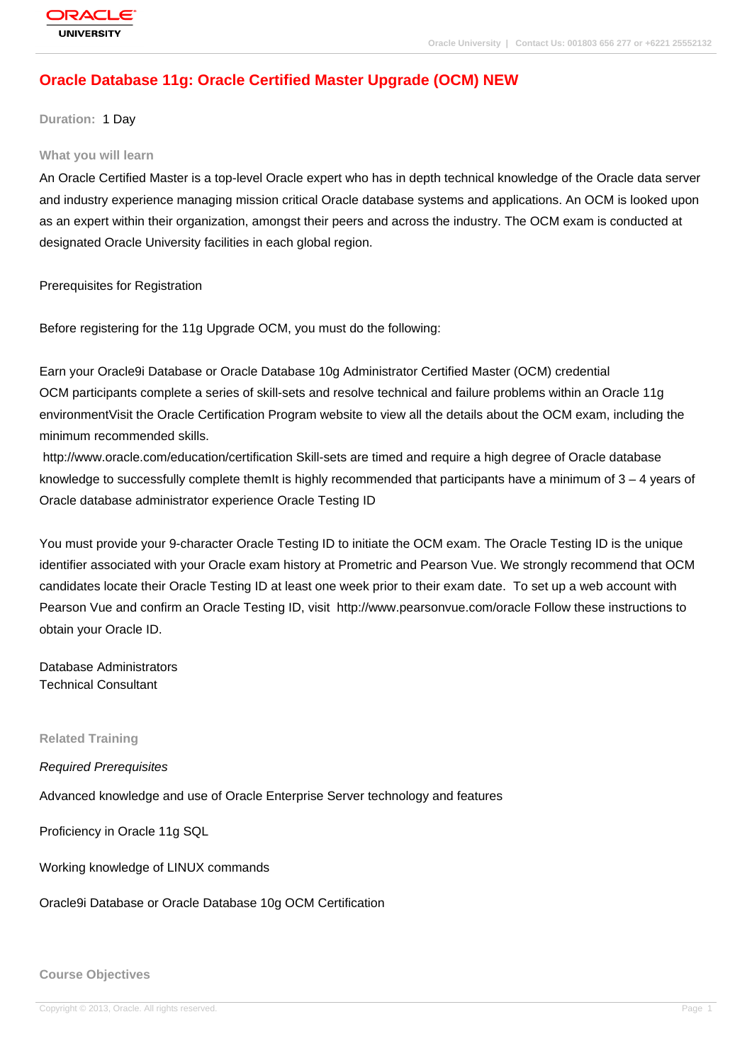# Oracle Database 11g: Oracle Certified Master Upgrade (OCM) NEW

**Duration:** 1 Day

## What you will learn

An Oracle Certified Master is a top-level Oracle expert who has in depth technical knowledge of the Oracle data server and industry experience managing mission critical Oracle database systems and applications. An OCM is looked upon as an expert within their organization, amongst their peers and across the industry. The OCM exam is conducted at designated Oracle University facilities in each global region.

Prerequisites for Registration

Before registering for the 11g Upgrade OCM, you must do the following:

Earn your Oracle9i Database or Oracle Database 10g Administrator Certified Master (OCM) credential
OCM participants complete a series of skill-sets and resolve technical and failure problems within an Oracle 11g environmentVisit the Oracle Certification Program website to view all the details about the OCM exam, including the minimum recommended skills.
 http://www.oracle.com/education/certification Skill-sets are timed and require a high degree of Oracle database knowledge to successfully complete themIt is highly recommended that participants have a minimum of 3 – 4 years of Oracle database administrator experience Oracle Testing ID

You must provide your 9-character Oracle Testing ID to initiate the OCM exam. The Oracle Testing ID is the unique identifier associated with your Oracle exam history at Prometric and Pearson Vue. We strongly recommend that OCM candidates locate their Oracle Testing ID at least one week prior to their exam date.  To set up a web account with Pearson Vue and confirm an Oracle Testing ID, visit  http://www.pearsonvue.com/oracle Follow these instructions to obtain your Oracle ID.

Database Administrators
Technical Consultant

## Related Training

*Required Prerequisites*

Advanced knowledge and use of Oracle Enterprise Server technology and features

Proficiency in Oracle 11g SQL

Working knowledge of LINUX commands

Oracle9i Database or Oracle Database 10g OCM Certification

## Course Objectives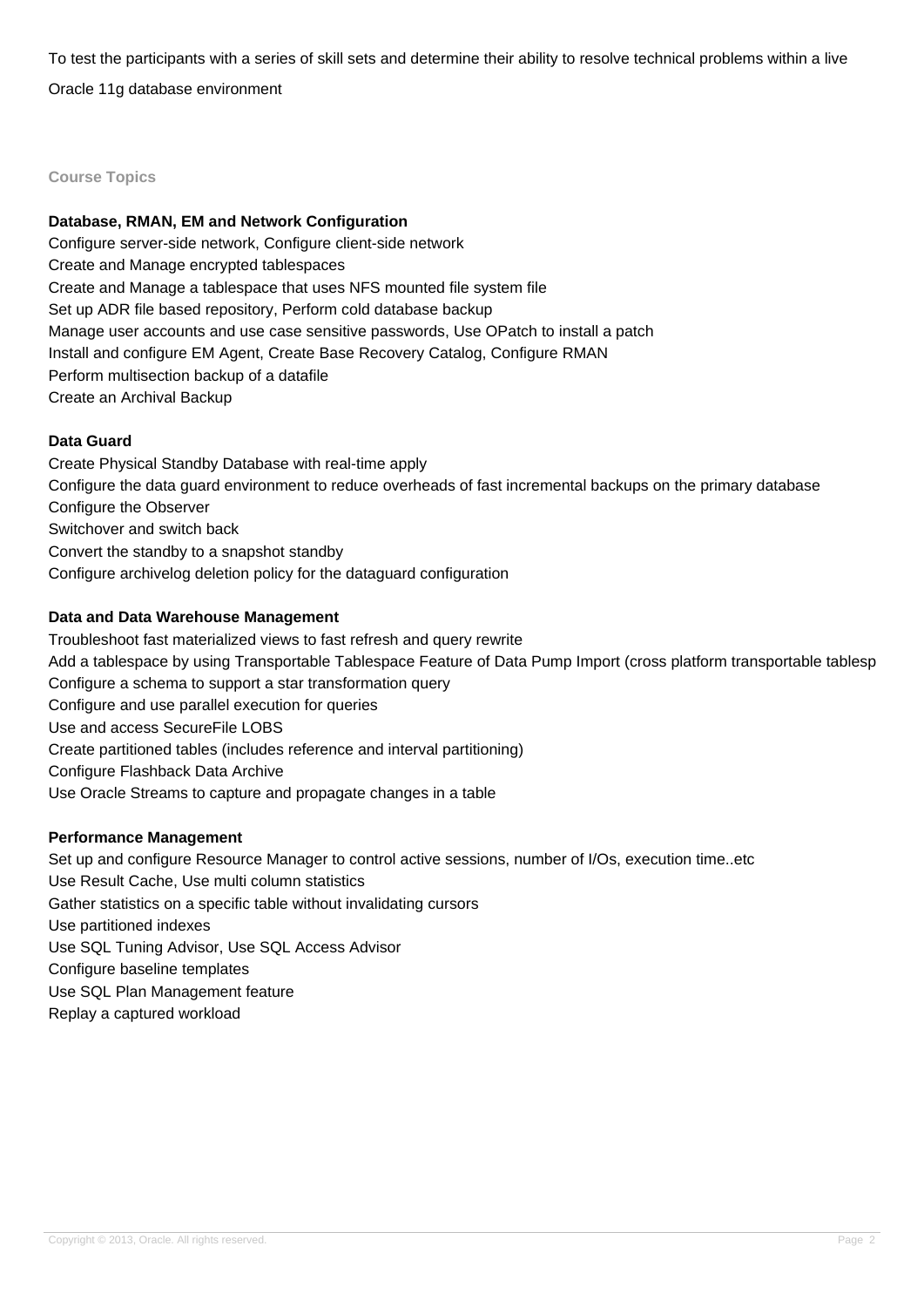To test the participants with a series of skill sets and determine their ability to resolve technical problems within a live Oracle 11g database environment

## Course Topics

### Database, RMAN, EM and Network Configuration

Configure server-side network, Configure client-side network
Create and Manage encrypted tablespaces
Create and Manage a tablespace that uses NFS mounted file system file
Set up ADR file based repository, Perform cold database backup
Manage user accounts and use case sensitive passwords, Use OPatch to install a patch
Install and configure EM Agent, Create Base Recovery Catalog, Configure RMAN
Perform multisection backup of a datafile
Create an Archival Backup

### Data Guard

Create Physical Standby Database with real-time apply
Configure the data guard environment to reduce overheads of fast incremental backups on the primary database
Configure the Observer
Switchover and switch back
Convert the standby to a snapshot standby
Configure archivelog deletion policy for the dataguard configuration

### Data and Data Warehouse Management

Troubleshoot fast materialized views to fast refresh and query rewrite
Add a tablespace by using Transportable Tablespace Feature of Data Pump Import (cross platform transportable tablesp
Configure a schema to support a star transformation query
Configure and use parallel execution for queries
Use and access SecureFile LOBS
Create partitioned tables (includes reference and interval partitioning)
Configure Flashback Data Archive
Use Oracle Streams to capture and propagate changes in a table

### Performance Management

Set up and configure Resource Manager to control active sessions, number of I/Os, execution time..etc
Use Result Cache, Use multi column statistics
Gather statistics on a specific table without invalidating cursors
Use partitioned indexes
Use SQL Tuning Advisor, Use SQL Access Advisor
Configure baseline templates
Use SQL Plan Management feature
Replay a captured workload